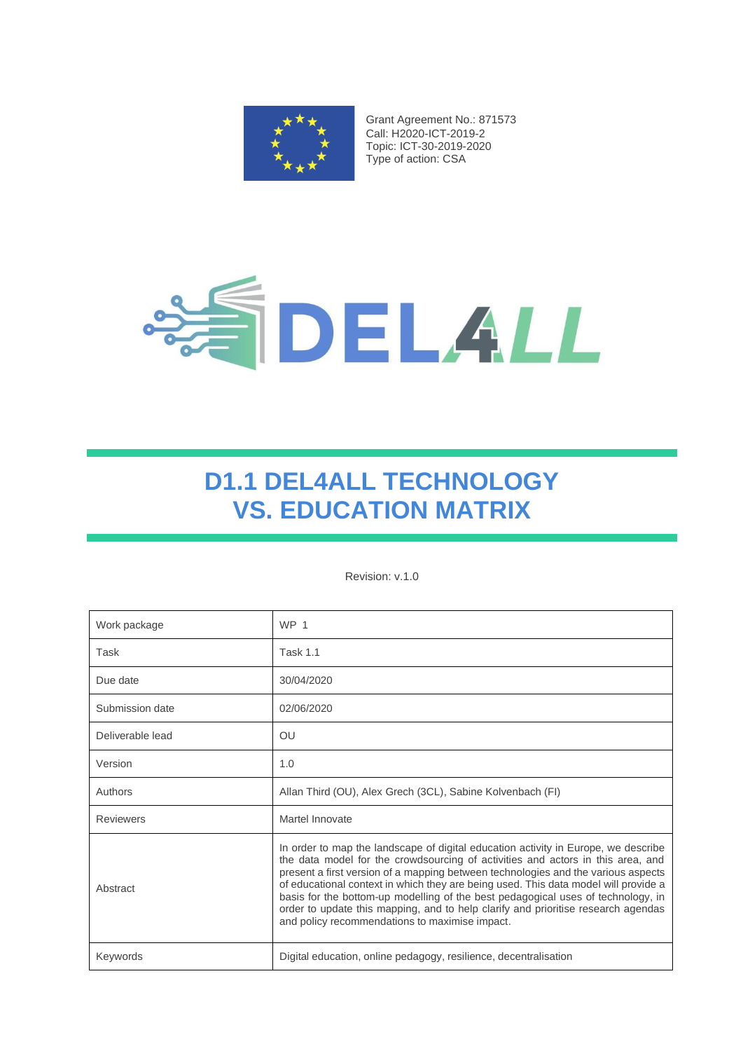Grant Agreement No.: 871573
Call: H2020-ICT-2019-2
Topic: ICT-30-2019-2020
Type of action: CSA

# D1.1 DEL4ALL TECHNOLOGY VS. EDUCATION MATRIX

Revision: v.1.0

| | |
|---|---|
| Work package | WP 1 |
| Task | Task 1.1 |
| Due date | 30/04/2020 |
| Submission date | 02/06/2020 |
| Deliverable lead | OU |
| Version | 1.0 |
| Authors | Allan Third (OU), Alex Grech (3CL), Sabine Kolvenbach (FI) |
| Reviewers | Martel Innovate |
| Abstract | In order to map the landscape of digital education activity in Europe, we describe the data model for the crowdsourcing of activities and actors in this area, and present a first version of a mapping between technologies and the various aspects of educational context in which they are being used. This data model will provide a basis for the bottom-up modelling of the best pedagogical uses of technology, in order to update this mapping, and to help clarify and prioritise research agendas and policy recommendations to maximise impact. |
| Keywords | Digital education, online pedagogy, resilience, decentralisation |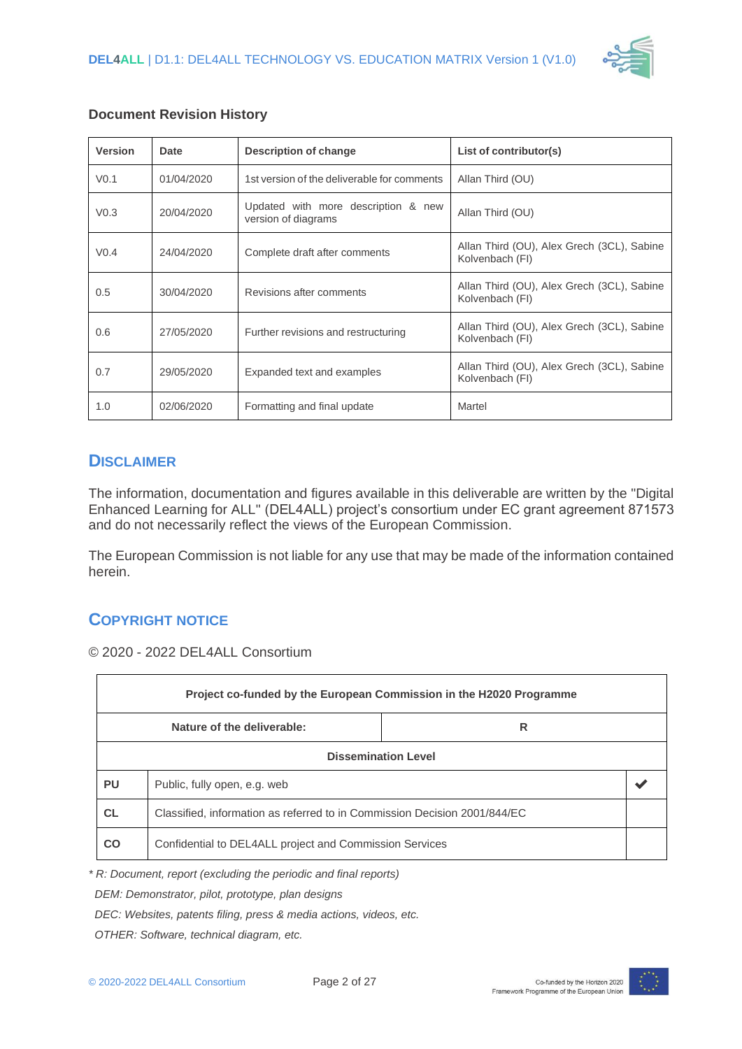### Document Revision History

| Version | Date | Description of change | List of contributor(s) |
|---|---|---|---|
| V0.1 | 01/04/2020 | 1st version of the deliverable for comments | Allan Third (OU) |
| V0.3 | 20/04/2020 | Updated with more description & new version of diagrams | Allan Third (OU) |
| V0.4 | 24/04/2020 | Complete draft after comments | Allan Third (OU), Alex Grech (3CL), Sabine Kolvenbach (FI) |
| 0.5 | 30/04/2020 | Revisions after comments | Allan Third (OU), Alex Grech (3CL), Sabine Kolvenbach (FI) |
| 0.6 | 27/05/2020 | Further revisions and restructuring | Allan Third (OU), Alex Grech (3CL), Sabine Kolvenbach (FI) |
| 0.7 | 29/05/2020 | Expanded text and examples | Allan Third (OU), Alex Grech (3CL), Sabine Kolvenbach (FI) |
| 1.0 | 02/06/2020 | Formatting and final update | Martel |

## Disclaimer

The information, documentation and figures available in this deliverable are written by the "Digital Enhanced Learning for ALL" (DEL4ALL) project's consortium under EC grant agreement 871573 and do not necessarily reflect the views of the European Commission.

The European Commission is not liable for any use that may be made of the information contained herein.

## Copyright Notice

© 2020 - 2022 DEL4ALL Consortium

| Project co-funded by the European Commission in the H2020 Programme | | |
|---|---|---|
| **Nature of the deliverable:** | **R** | |
| **Dissemination Level** | | |
| **PU** | Public, fully open, e.g. web | ✔ |
| **CL** | Classified, information as referred to in Commission Decision 2001/844/EC | |
| **CO** | Confidential to DEL4ALL project and Commission Services | |

*\* R: Document, report (excluding the periodic and final reports)*

*DEM: Demonstrator, pilot, prototype, plan designs*

*DEC: Websites, patents filing, press & media actions, videos, etc.*

*OTHER: Software, technical diagram, etc.*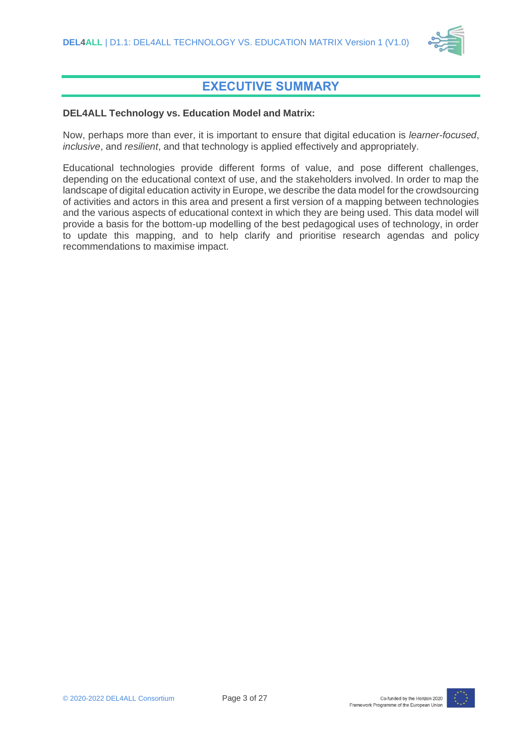# EXECUTIVE SUMMARY

**DEL4ALL Technology vs. Education Model and Matrix:**

Now, perhaps more than ever, it is important to ensure that digital education is *learner-focused*, *inclusive*, and *resilient*, and that technology is applied effectively and appropriately.

Educational technologies provide different forms of value, and pose different challenges, depending on the educational context of use, and the stakeholders involved. In order to map the landscape of digital education activity in Europe, we describe the data model for the crowdsourcing of activities and actors in this area and present a first version of a mapping between technologies and the various aspects of educational context in which they are being used. This data model will provide a basis for the bottom-up modelling of the best pedagogical uses of technology, in order to update this mapping, and to help clarify and prioritise research agendas and policy recommendations to maximise impact.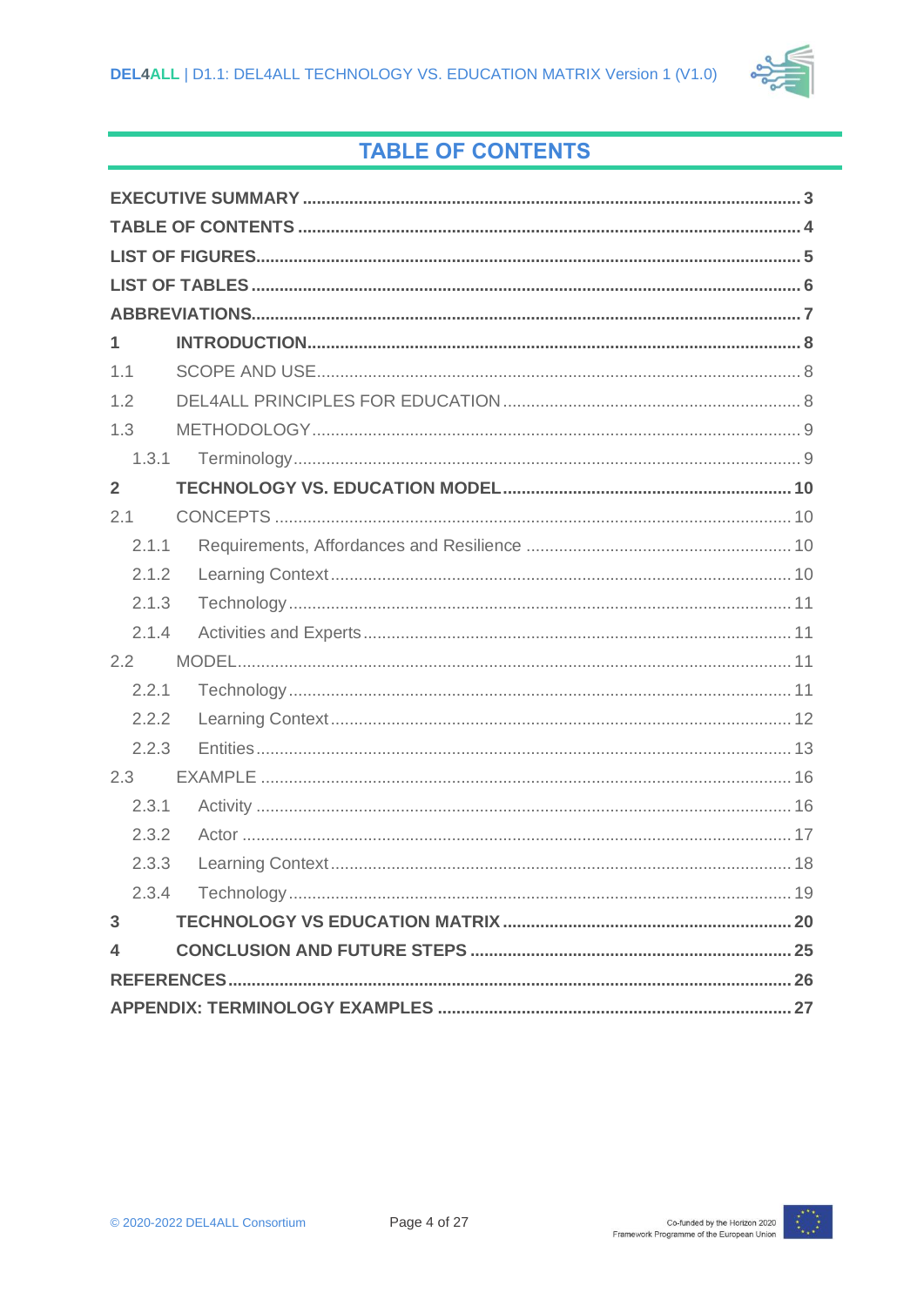# TABLE OF CONTENTS

**EXECUTIVE SUMMARY** ........ 3
**TABLE OF CONTENTS** ........ 4
**LIST OF FIGURES** ........ 5
**LIST OF TABLES** ........ 6
**ABBREVIATIONS** ........ 7
**1 INTRODUCTION** ........ 8
1.1 SCOPE AND USE ........ 8
1.2 DEL4ALL PRINCIPLES FOR EDUCATION ........ 8
1.3 METHODOLOGY ........ 9
  1.3.1 Terminology ........ 9
**2 TECHNOLOGY VS. EDUCATION MODEL** ........ 10
2.1 CONCEPTS ........ 10
  2.1.1 Requirements, Affordances and Resilience ........ 10
  2.1.2 Learning Context ........ 10
  2.1.3 Technology ........ 11
  2.1.4 Activities and Experts ........ 11
2.2 MODEL ........ 11
  2.2.1 Technology ........ 11
  2.2.2 Learning Context ........ 12
  2.2.3 Entities ........ 13
2.3 EXAMPLE ........ 16
  2.3.1 Activity ........ 16
  2.3.2 Actor ........ 17
  2.3.3 Learning Context ........ 18
  2.3.4 Technology ........ 19
**3 TECHNOLOGY VS EDUCATION MATRIX** ........ 20
**4 CONCLUSION AND FUTURE STEPS** ........ 25
**REFERENCES** ........ 26
**APPENDIX: TERMINOLOGY EXAMPLES** ........ 27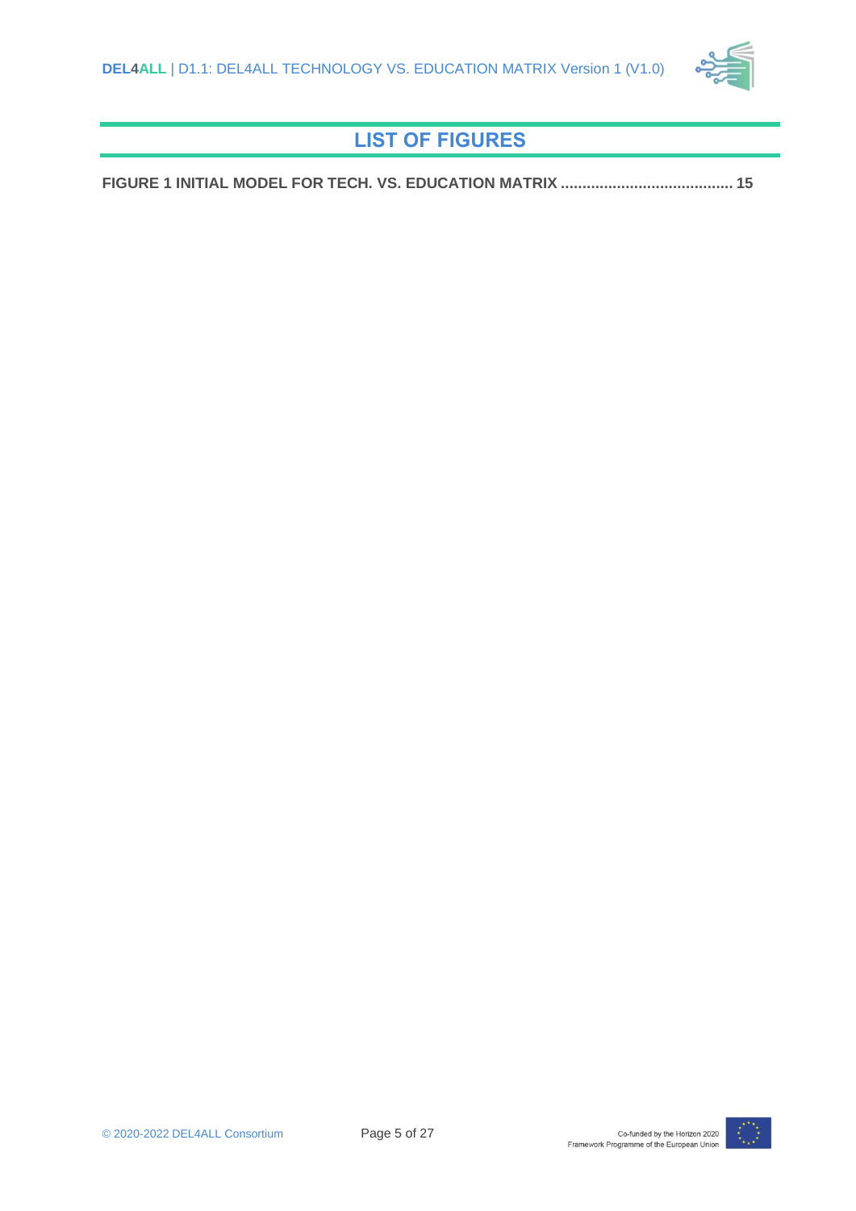# LIST OF FIGURES

**FIGURE 1 INITIAL MODEL FOR TECH. VS. EDUCATION MATRIX ........................................ 15**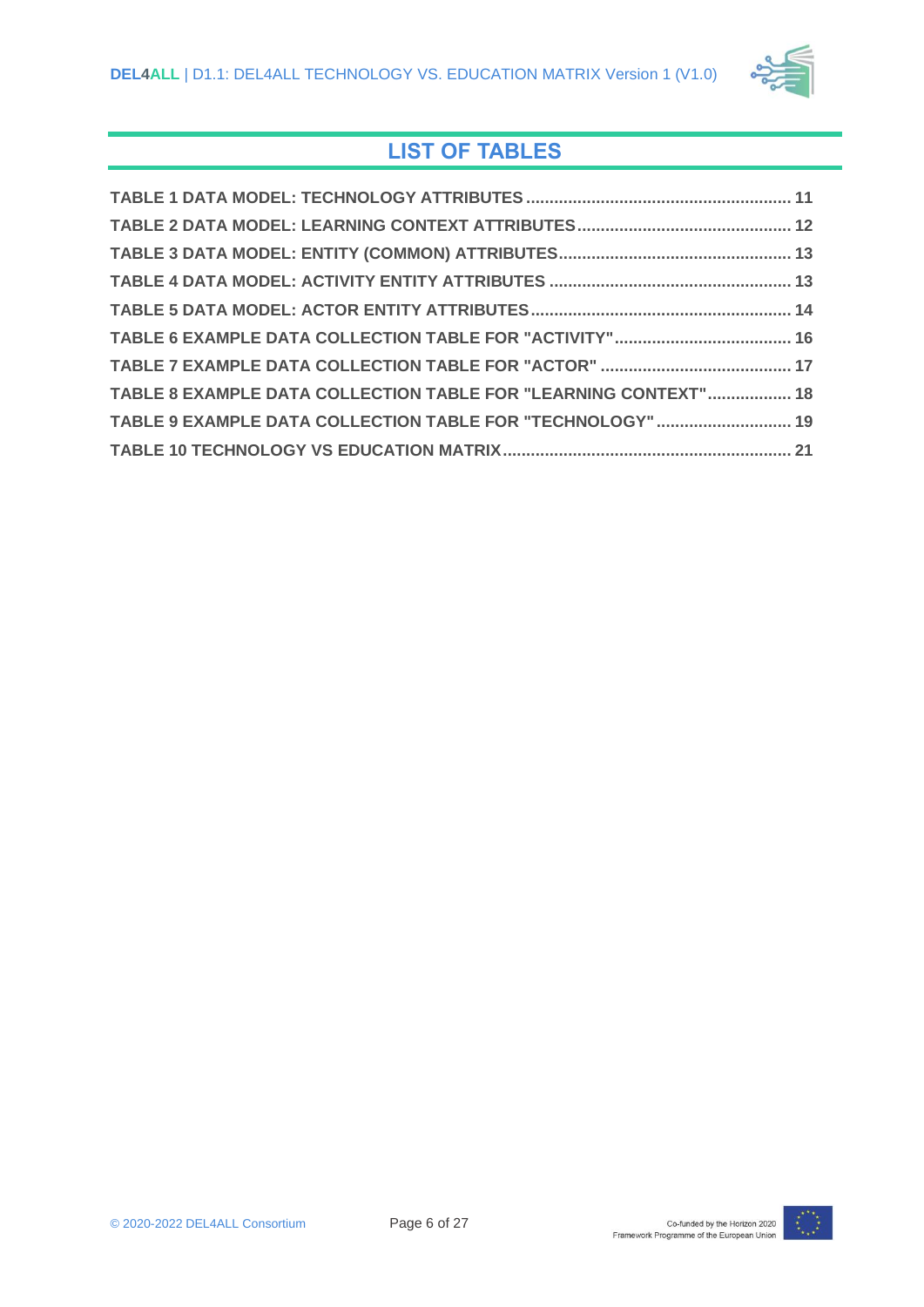## LIST OF TABLES

TABLE 1 DATA MODEL: TECHNOLOGY ATTRIBUTES ........................................................ 11

TABLE 2 DATA MODEL: LEARNING CONTEXT ATTRIBUTES............................................. 12

TABLE 3 DATA MODEL: ENTITY (COMMON) ATTRIBUTES................................................. 13

TABLE 4 DATA MODEL: ACTIVITY ENTITY ATTRIBUTES ................................................... 13

TABLE 5 DATA MODEL: ACTOR ENTITY ATTRIBUTES....................................................... 14

TABLE 6 EXAMPLE DATA COLLECTION TABLE FOR "ACTIVITY"...................................... 16

TABLE 7 EXAMPLE DATA COLLECTION TABLE FOR "ACTOR" ......................................... 17

TABLE 8 EXAMPLE DATA COLLECTION TABLE FOR "LEARNING CONTEXT".................. 18

TABLE 9 EXAMPLE DATA COLLECTION TABLE FOR "TECHNOLOGY" ............................. 19

TABLE 10 TECHNOLOGY VS EDUCATION MATRIX............................................................. 21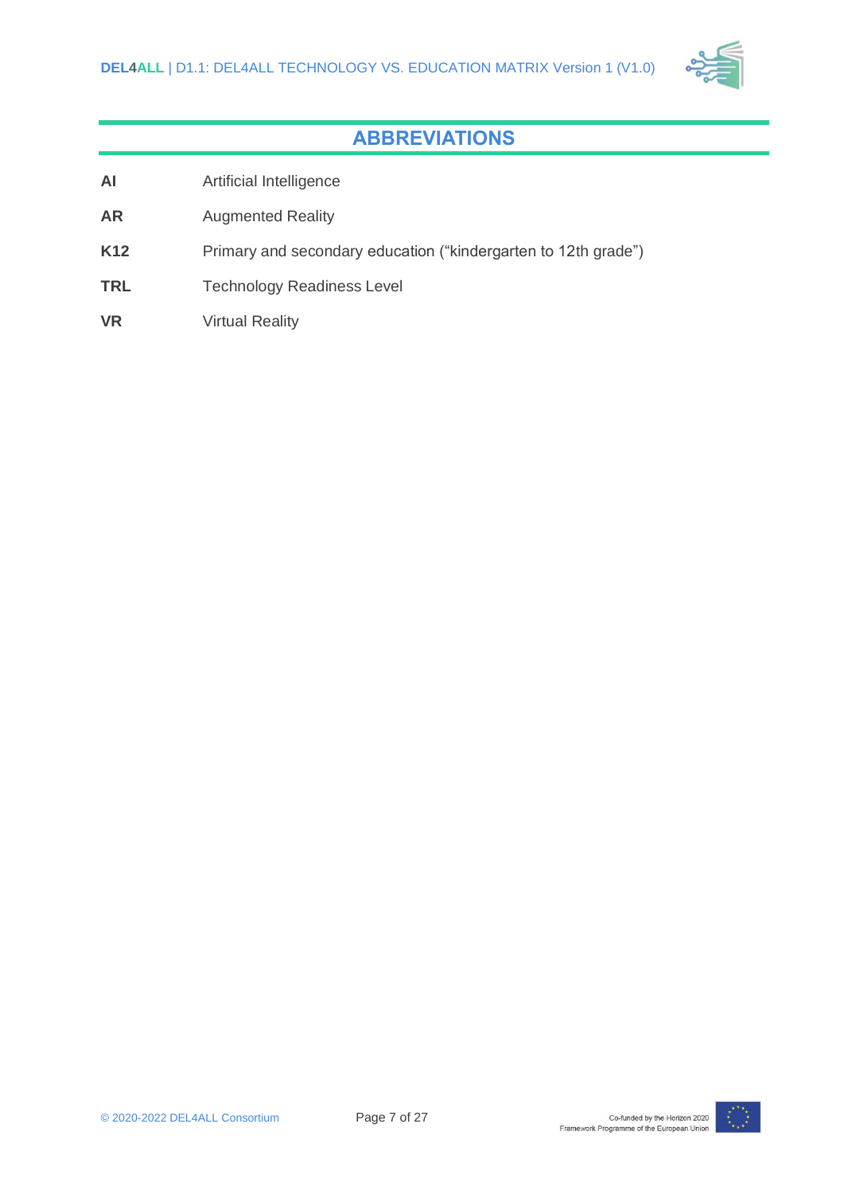# ABBREVIATIONS

| | |
|---|---|
| **AI** | Artificial Intelligence |
| **AR** | Augmented Reality |
| **K12** | Primary and secondary education (“kindergarten to 12th grade”) |
| **TRL** | Technology Readiness Level |
| **VR** | Virtual Reality |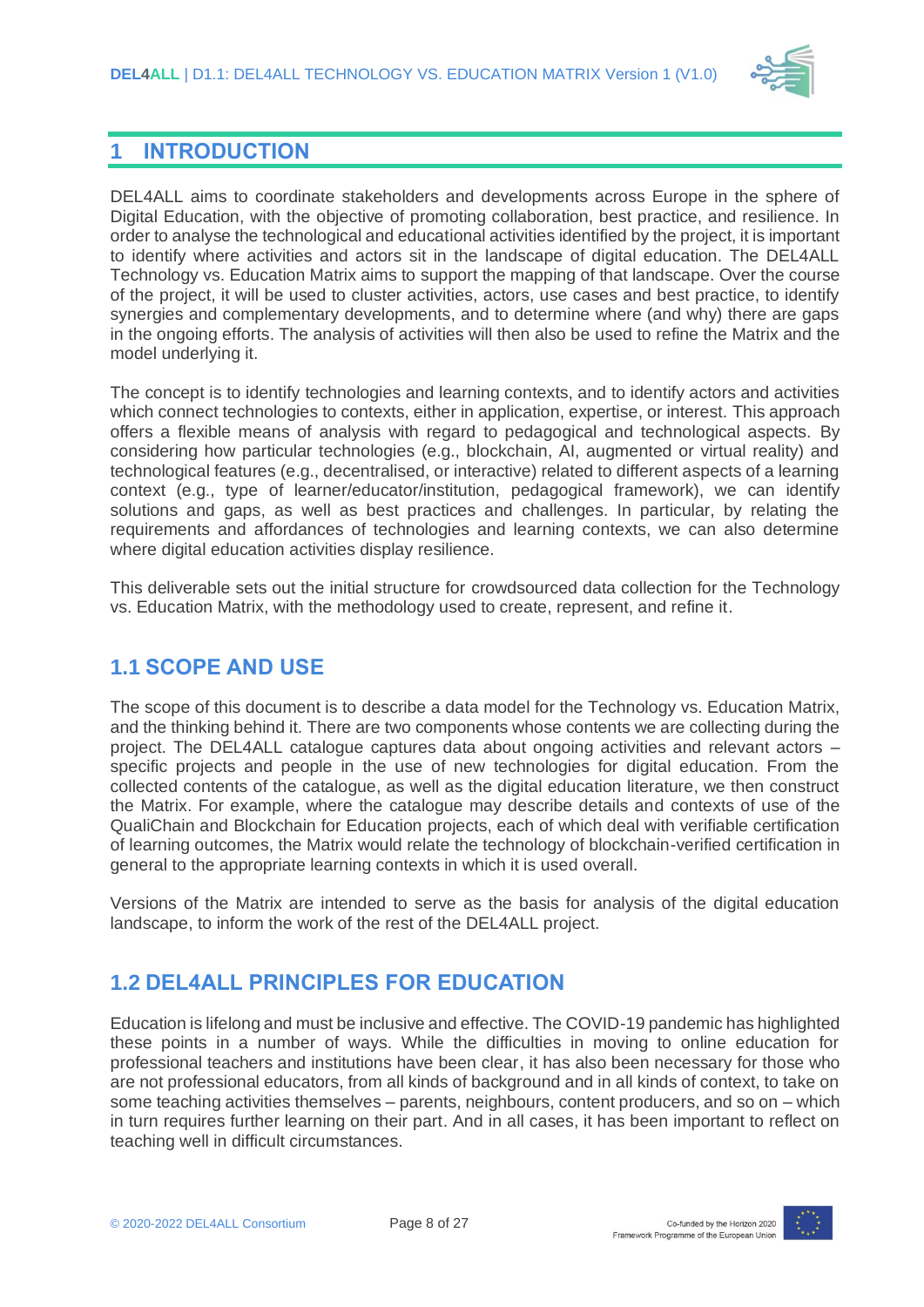# 1 INTRODUCTION

DEL4ALL aims to coordinate stakeholders and developments across Europe in the sphere of Digital Education, with the objective of promoting collaboration, best practice, and resilience. In order to analyse the technological and educational activities identified by the project, it is important to identify where activities and actors sit in the landscape of digital education. The DEL4ALL Technology vs. Education Matrix aims to support the mapping of that landscape. Over the course of the project, it will be used to cluster activities, actors, use cases and best practice, to identify synergies and complementary developments, and to determine where (and why) there are gaps in the ongoing efforts. The analysis of activities will then also be used to refine the Matrix and the model underlying it.

The concept is to identify technologies and learning contexts, and to identify actors and activities which connect technologies to contexts, either in application, expertise, or interest. This approach offers a flexible means of analysis with regard to pedagogical and technological aspects. By considering how particular technologies (e.g., blockchain, AI, augmented or virtual reality) and technological features (e.g., decentralised, or interactive) related to different aspects of a learning context (e.g., type of learner/educator/institution, pedagogical framework), we can identify solutions and gaps, as well as best practices and challenges. In particular, by relating the requirements and affordances of technologies and learning contexts, we can also determine where digital education activities display resilience.

This deliverable sets out the initial structure for crowdsourced data collection for the Technology vs. Education Matrix, with the methodology used to create, represent, and refine it.

## 1.1 SCOPE AND USE

The scope of this document is to describe a data model for the Technology vs. Education Matrix, and the thinking behind it. There are two components whose contents we are collecting during the project. The DEL4ALL catalogue captures data about ongoing activities and relevant actors – specific projects and people in the use of new technologies for digital education. From the collected contents of the catalogue, as well as the digital education literature, we then construct the Matrix. For example, where the catalogue may describe details and contexts of use of the QualiChain and Blockchain for Education projects, each of which deal with verifiable certification of learning outcomes, the Matrix would relate the technology of blockchain-verified certification in general to the appropriate learning contexts in which it is used overall.

Versions of the Matrix are intended to serve as the basis for analysis of the digital education landscape, to inform the work of the rest of the DEL4ALL project.

## 1.2 DEL4ALL PRINCIPLES FOR EDUCATION

Education is lifelong and must be inclusive and effective. The COVID-19 pandemic has highlighted these points in a number of ways. While the difficulties in moving to online education for professional teachers and institutions have been clear, it has also been necessary for those who are not professional educators, from all kinds of background and in all kinds of context, to take on some teaching activities themselves – parents, neighbours, content producers, and so on – which in turn requires further learning on their part. And in all cases, it has been important to reflect on teaching well in difficult circumstances.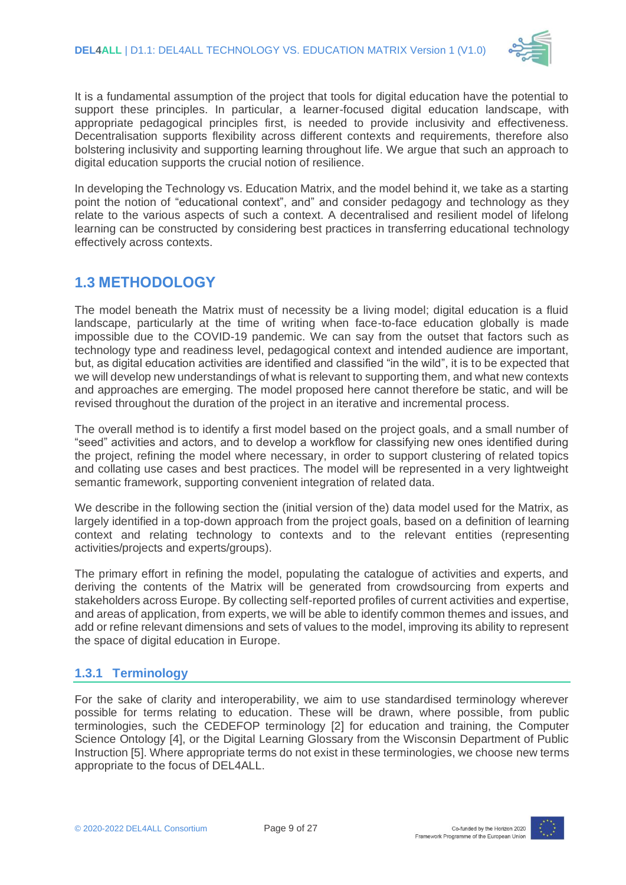It is a fundamental assumption of the project that tools for digital education have the potential to support these principles. In particular, a learner-focused digital education landscape, with appropriate pedagogical principles first, is needed to provide inclusivity and effectiveness. Decentralisation supports flexibility across different contexts and requirements, therefore also bolstering inclusivity and supporting learning throughout life. We argue that such an approach to digital education supports the crucial notion of resilience.

In developing the Technology vs. Education Matrix, and the model behind it, we take as a starting point the notion of "educational context", and" and consider pedagogy and technology as they relate to the various aspects of such a context. A decentralised and resilient model of lifelong learning can be constructed by considering best practices in transferring educational technology effectively across contexts.

## 1.3 METHODOLOGY

The model beneath the Matrix must of necessity be a living model; digital education is a fluid landscape, particularly at the time of writing when face-to-face education globally is made impossible due to the COVID-19 pandemic. We can say from the outset that factors such as technology type and readiness level, pedagogical context and intended audience are important, but, as digital education activities are identified and classified "in the wild", it is to be expected that we will develop new understandings of what is relevant to supporting them, and what new contexts and approaches are emerging. The model proposed here cannot therefore be static, and will be revised throughout the duration of the project in an iterative and incremental process.

The overall method is to identify a first model based on the project goals, and a small number of "seed" activities and actors, and to develop a workflow for classifying new ones identified during the project, refining the model where necessary, in order to support clustering of related topics and collating use cases and best practices. The model will be represented in a very lightweight semantic framework, supporting convenient integration of related data.

We describe in the following section the (initial version of the) data model used for the Matrix, as largely identified in a top-down approach from the project goals, based on a definition of learning context and relating technology to contexts and to the relevant entities (representing activities/projects and experts/groups).

The primary effort in refining the model, populating the catalogue of activities and experts, and deriving the contents of the Matrix will be generated from crowdsourcing from experts and stakeholders across Europe. By collecting self-reported profiles of current activities and expertise, and areas of application, from experts, we will be able to identify common themes and issues, and add or refine relevant dimensions and sets of values to the model, improving its ability to represent the space of digital education in Europe.

### 1.3.1 Terminology

For the sake of clarity and interoperability, we aim to use standardised terminology wherever possible for terms relating to education. These will be drawn, where possible, from public terminologies, such the CEDEFOP terminology [2] for education and training, the Computer Science Ontology [4], or the Digital Learning Glossary from the Wisconsin Department of Public Instruction [5]. Where appropriate terms do not exist in these terminologies, we choose new terms appropriate to the focus of DEL4ALL.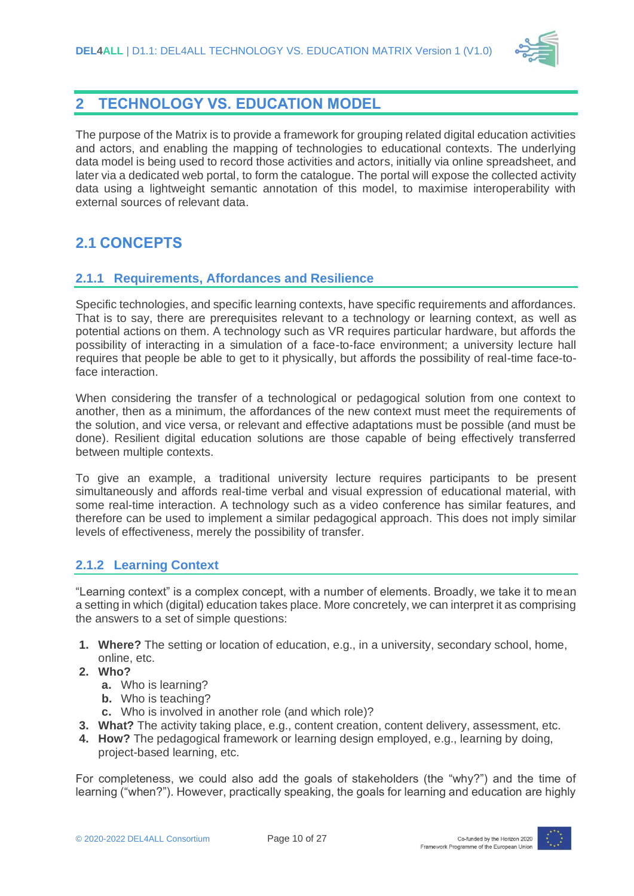# 2 TECHNOLOGY VS. EDUCATION MODEL

The purpose of the Matrix is to provide a framework for grouping related digital education activities and actors, and enabling the mapping of technologies to educational contexts. The underlying data model is being used to record those activities and actors, initially via online spreadsheet, and later via a dedicated web portal, to form the catalogue. The portal will expose the collected activity data using a lightweight semantic annotation of this model, to maximise interoperability with external sources of relevant data.

## 2.1 CONCEPTS

### 2.1.1 Requirements, Affordances and Resilience

Specific technologies, and specific learning contexts, have specific requirements and affordances. That is to say, there are prerequisites relevant to a technology or learning context, as well as potential actions on them. A technology such as VR requires particular hardware, but affords the possibility of interacting in a simulation of a face-to-face environment; a university lecture hall requires that people be able to get to it physically, but affords the possibility of real-time face-to-face interaction.

When considering the transfer of a technological or pedagogical solution from one context to another, then as a minimum, the affordances of the new context must meet the requirements of the solution, and vice versa, or relevant and effective adaptations must be possible (and must be done). Resilient digital education solutions are those capable of being effectively transferred between multiple contexts.

To give an example, a traditional university lecture requires participants to be present simultaneously and affords real-time verbal and visual expression of educational material, with some real-time interaction. A technology such as a video conference has similar features, and therefore can be used to implement a similar pedagogical approach. This does not imply similar levels of effectiveness, merely the possibility of transfer.

### 2.1.2 Learning Context

"Learning context" is a complex concept, with a number of elements. Broadly, we take it to mean a setting in which (digital) education takes place. More concretely, we can interpret it as comprising the answers to a set of simple questions:

1. **Where?** The setting or location of education, e.g., in a university, secondary school, home, online, etc.
2. **Who?**
   a. Who is learning?
   b. Who is teaching?
   c. Who is involved in another role (and which role)?
3. **What?** The activity taking place, e.g., content creation, content delivery, assessment, etc.
4. **How?** The pedagogical framework or learning design employed, e.g., learning by doing, project-based learning, etc.

For completeness, we could also add the goals of stakeholders (the "why?") and the time of learning ("when?"). However, practically speaking, the goals for learning and education are highly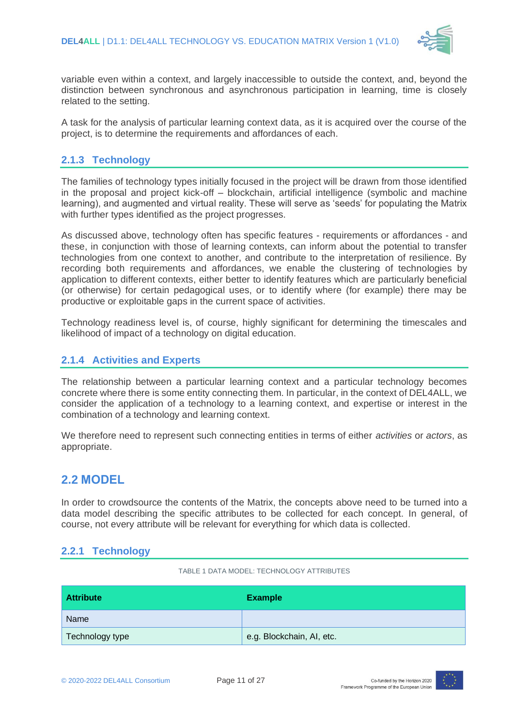variable even within a context, and largely inaccessible to outside the context, and, beyond the distinction between synchronous and asynchronous participation in learning, time is closely related to the setting.

A task for the analysis of particular learning context data, as it is acquired over the course of the project, is to determine the requirements and affordances of each.

### 2.1.3 Technology

The families of technology types initially focused in the project will be drawn from those identified in the proposal and project kick-off – blockchain, artificial intelligence (symbolic and machine learning), and augmented and virtual reality. These will serve as 'seeds' for populating the Matrix with further types identified as the project progresses.

As discussed above, technology often has specific features - requirements or affordances - and these, in conjunction with those of learning contexts, can inform about the potential to transfer technologies from one context to another, and contribute to the interpretation of resilience. By recording both requirements and affordances, we enable the clustering of technologies by application to different contexts, either better to identify features which are particularly beneficial (or otherwise) for certain pedagogical uses, or to identify where (for example) there may be productive or exploitable gaps in the current space of activities.

Technology readiness level is, of course, highly significant for determining the timescales and likelihood of impact of a technology on digital education.

### 2.1.4 Activities and Experts

The relationship between a particular learning context and a particular technology becomes concrete where there is some entity connecting them. In particular, in the context of DEL4ALL, we consider the application of a technology to a learning context, and expertise or interest in the combination of a technology and learning context.

We therefore need to represent such connecting entities in terms of either *activities* or *actors*, as appropriate.

## 2.2 MODEL

In order to crowdsource the contents of the Matrix, the concepts above need to be turned into a data model describing the specific attributes to be collected for each concept. In general, of course, not every attribute will be relevant for everything for which data is collected.

### 2.2.1 Technology

TABLE 1 DATA MODEL: TECHNOLOGY ATTRIBUTES

| Attribute | Example |
|---|---|
| Name | |
| Technology type | e.g. Blockchain, AI, etc. |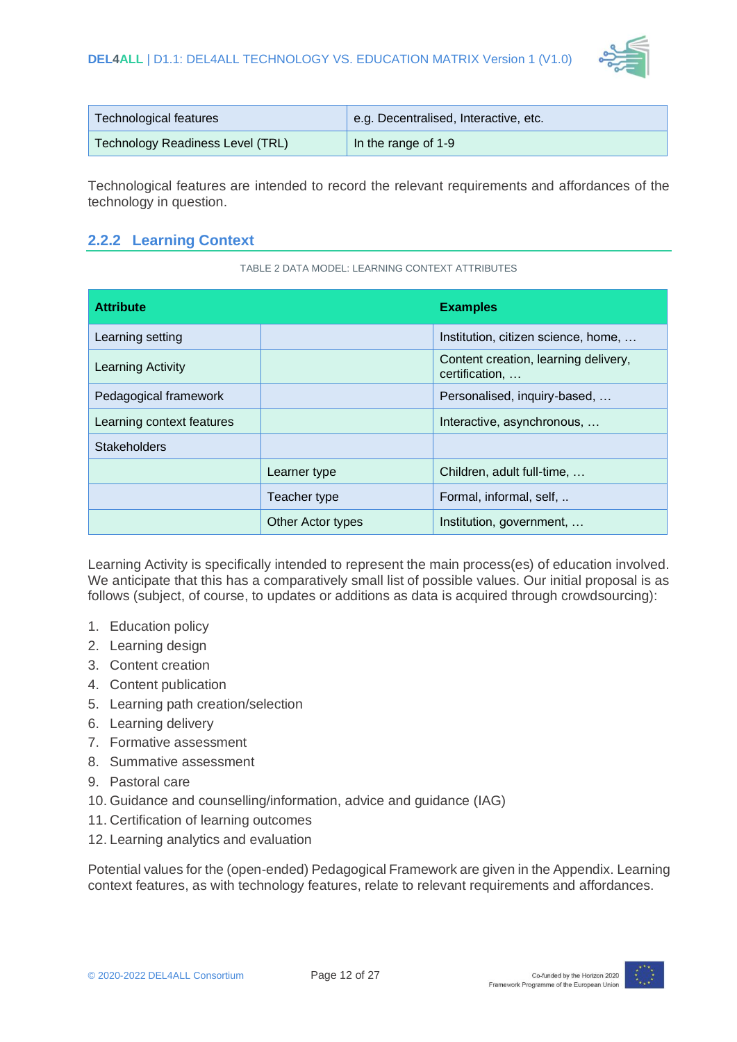| Technological features | e.g. Decentralised, Interactive, etc. |
|---|---|
| Technology Readiness Level (TRL) | In the range of 1-9 |

Technological features are intended to record the relevant requirements and affordances of the technology in question.

### 2.2.2 Learning Context

TABLE 2 DATA MODEL: LEARNING CONTEXT ATTRIBUTES

| Attribute | | Examples |
|---|---|---|
| Learning setting | | Institution, citizen science, home, … |
| Learning Activity | | Content creation, learning delivery, certification, … |
| Pedagogical framework | | Personalised, inquiry-based, … |
| Learning context features | | Interactive, asynchronous, … |
| Stakeholders | | |
| | Learner type | Children, adult full-time, … |
| | Teacher type | Formal, informal, self, .. |
| | Other Actor types | Institution, government, … |

Learning Activity is specifically intended to represent the main process(es) of education involved. We anticipate that this has a comparatively small list of possible values. Our initial proposal is as follows (subject, of course, to updates or additions as data is acquired through crowdsourcing):

1. Education policy
2. Learning design
3. Content creation
4. Content publication
5. Learning path creation/selection
6. Learning delivery
7. Formative assessment
8. Summative assessment
9. Pastoral care
10. Guidance and counselling/information, advice and guidance (IAG)
11. Certification of learning outcomes
12. Learning analytics and evaluation

Potential values for the (open-ended) Pedagogical Framework are given in the Appendix. Learning context features, as with technology features, relate to relevant requirements and affordances.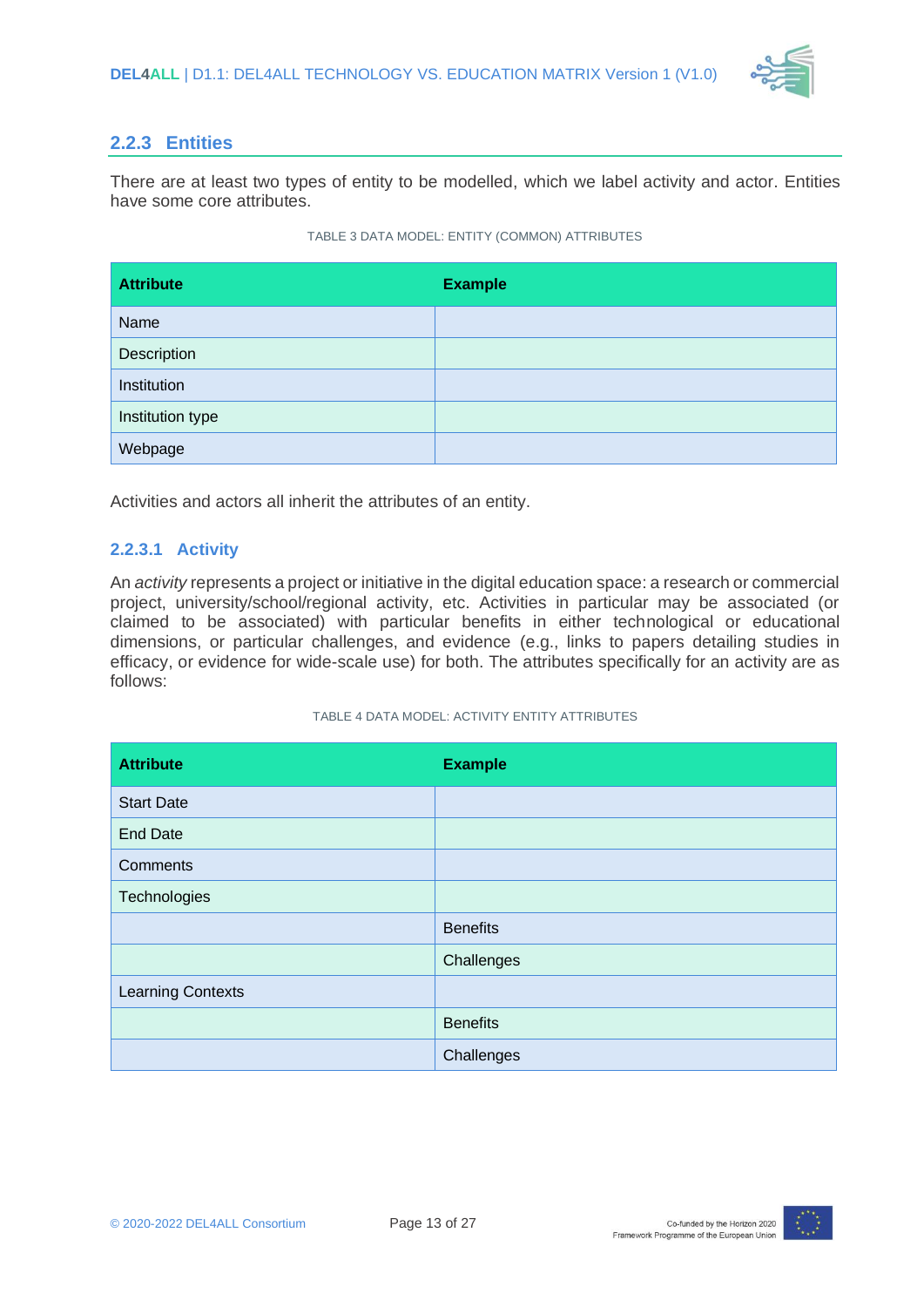### 2.2.3 Entities

There are at least two types of entity to be modelled, which we label activity and actor. Entities have some core attributes.

TABLE 3 DATA MODEL: ENTITY (COMMON) ATTRIBUTES

| Attribute | Example |
|---|---|
| Name | |
| Description | |
| Institution | |
| Institution type | |
| Webpage | |

Activities and actors all inherit the attributes of an entity.

#### 2.2.3.1 Activity

An *activity* represents a project or initiative in the digital education space: a research or commercial project, university/school/regional activity, etc. Activities in particular may be associated (or claimed to be associated) with particular benefits in either technological or educational dimensions, or particular challenges, and evidence (e.g., links to papers detailing studies in efficacy, or evidence for wide-scale use) for both. The attributes specifically for an activity are as follows:

TABLE 4 DATA MODEL: ACTIVITY ENTITY ATTRIBUTES

| Attribute | Example |
|---|---|
| Start Date | |
| End Date | |
| Comments | |
| Technologies | |
| | Benefits |
| | Challenges |
| Learning Contexts | |
| | Benefits |
| | Challenges |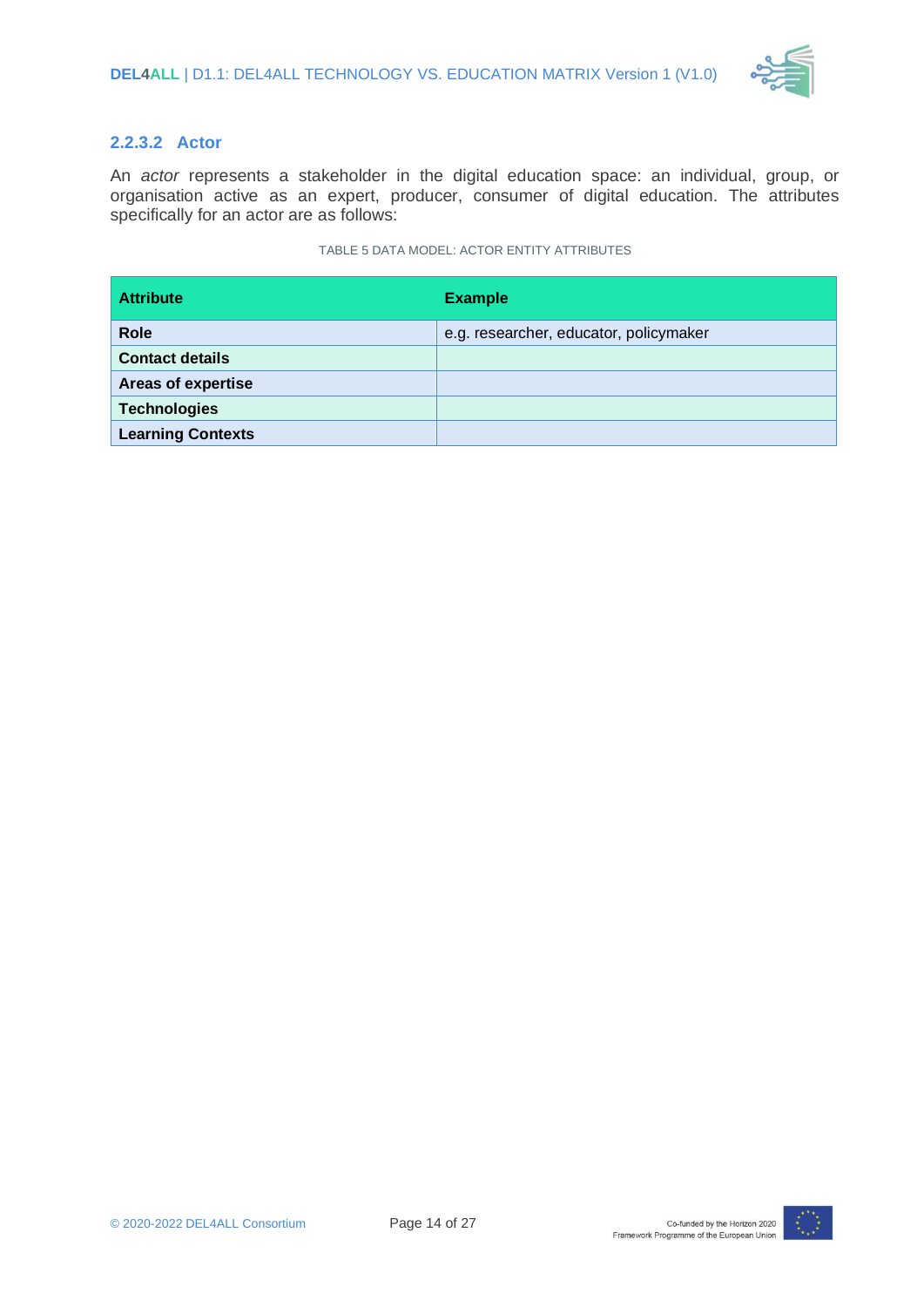#### 2.2.3.2 Actor

An *actor* represents a stakeholder in the digital education space: an individual, group, or organisation active as an expert, producer, consumer of digital education. The attributes specifically for an actor are as follows:

TABLE 5 DATA MODEL: ACTOR ENTITY ATTRIBUTES

| Attribute | Example |
|---|---|
| **Role** | e.g. researcher, educator, policymaker |
| **Contact details** | |
| **Areas of expertise** | |
| **Technologies** | |
| **Learning Contexts** | |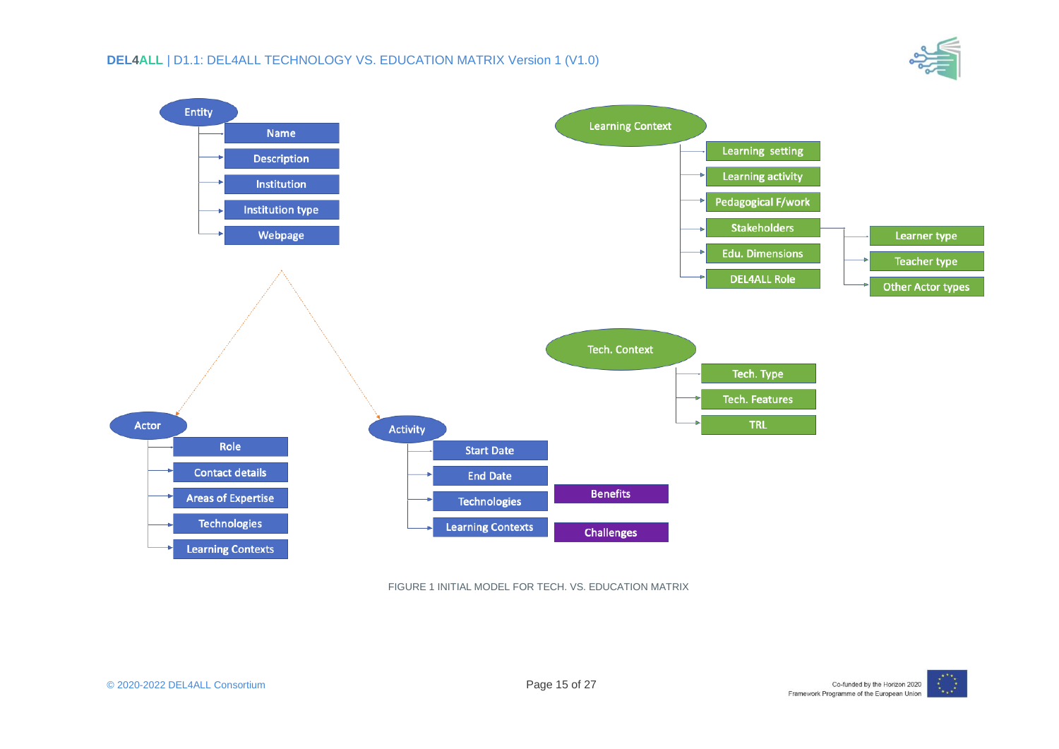- **Entity**
  - Name
  - Description
  - Institution
  - Institution type
  - Webpage
- **Actor**
  - Role
  - Contact details
  - Areas of Expertise
  - Technologies
  - Learning Contexts
- **Activity**
  - Start Date
  - End Date
  - Technologies
  - Learning Contexts
  - Benefits
  - Challenges
- **Learning Context**
  - Learning setting
  - Learning activity
  - Pedagogical F/work
  - Stakeholders
    - Learner type
    - Teacher type
    - Other Actor types
  - Edu. Dimensions
  - DEL4ALL Role
- **Tech. Context**
  - Tech. Type
  - Tech. Features
  - TRL

FIGURE 1 INITIAL MODEL FOR TECH. VS. EDUCATION MATRIX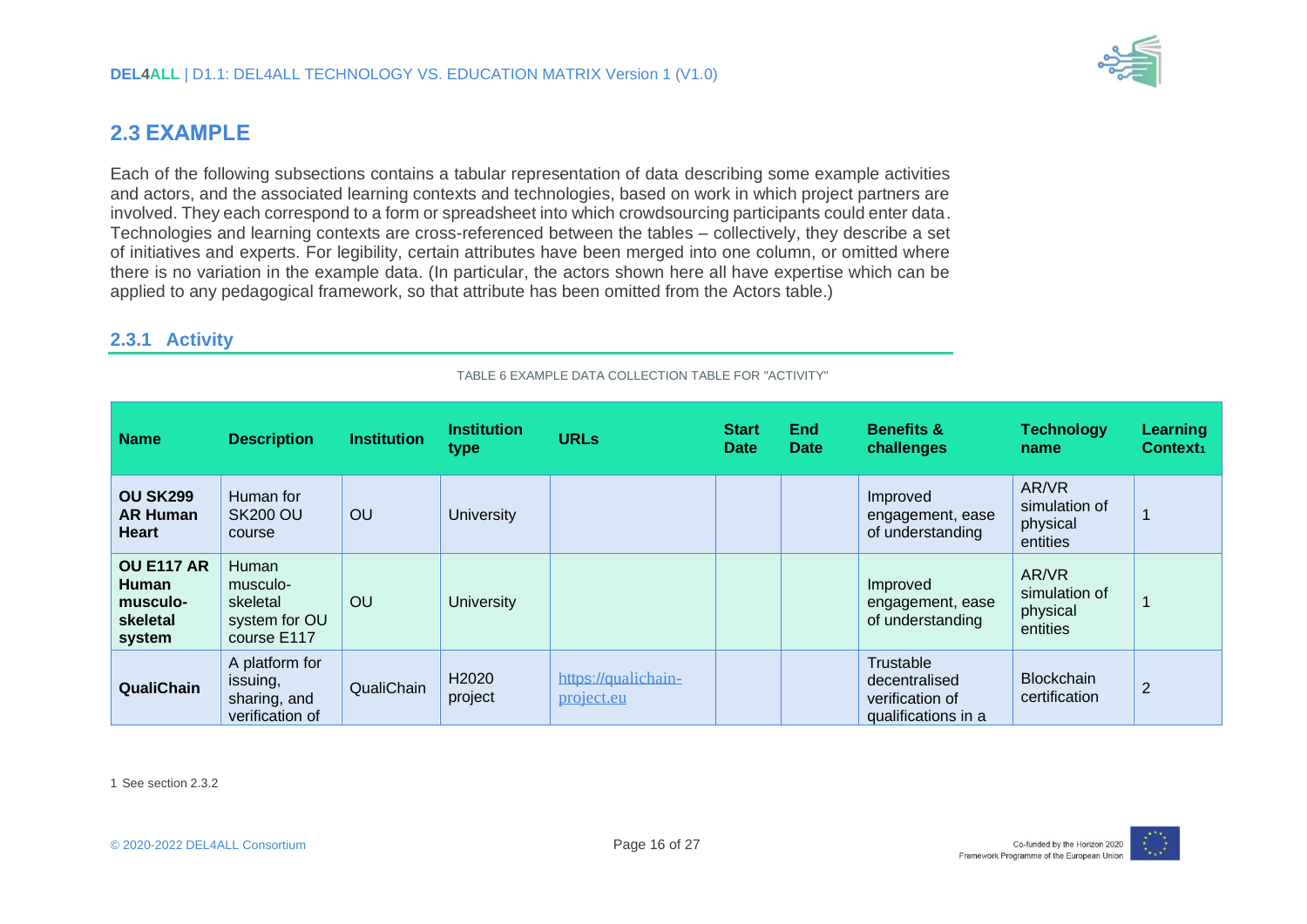## 2.3 EXAMPLE

Each of the following subsections contains a tabular representation of data describing some example activities and actors, and the associated learning contexts and technologies, based on work in which project partners are involved. They each correspond to a form or spreadsheet into which crowdsourcing participants could enter data. Technologies and learning contexts are cross-referenced between the tables – collectively, they describe a set of initiatives and experts. For legibility, certain attributes have been merged into one column, or omitted where there is no variation in the example data. (In particular, the actors shown here all have expertise which can be applied to any pedagogical framework, so that attribute has been omitted from the Actors table.)

### 2.3.1 Activity

TABLE 6 EXAMPLE DATA COLLECTION TABLE FOR "ACTIVITY"

| Name | Description | Institution | Institution type | URLs | Start Date | End Date | Benefits & challenges | Technology name | Learning Context[1] |
|---|---|---|---|---|---|---|---|---|---|
| **OU SK299 AR Human Heart** | Human for SK200 OU course | OU | University | | | | Improved engagement, ease of understanding | AR/VR simulation of physical entities | 1 |
| **OU E117 AR Human musculo-skeletal system** | Human musculo-skeletal system for OU course E117 | OU | University | | | | Improved engagement, ease of understanding | AR/VR simulation of physical entities | 1 |
| **QualiChain** | A platform for issuing, sharing, and verification of | QualiChain | H2020 project | https://qualichain-project.eu | | | Trustable decentralised verification of qualifications in a | Blockchain certification | 2 |

1 See section 2.3.2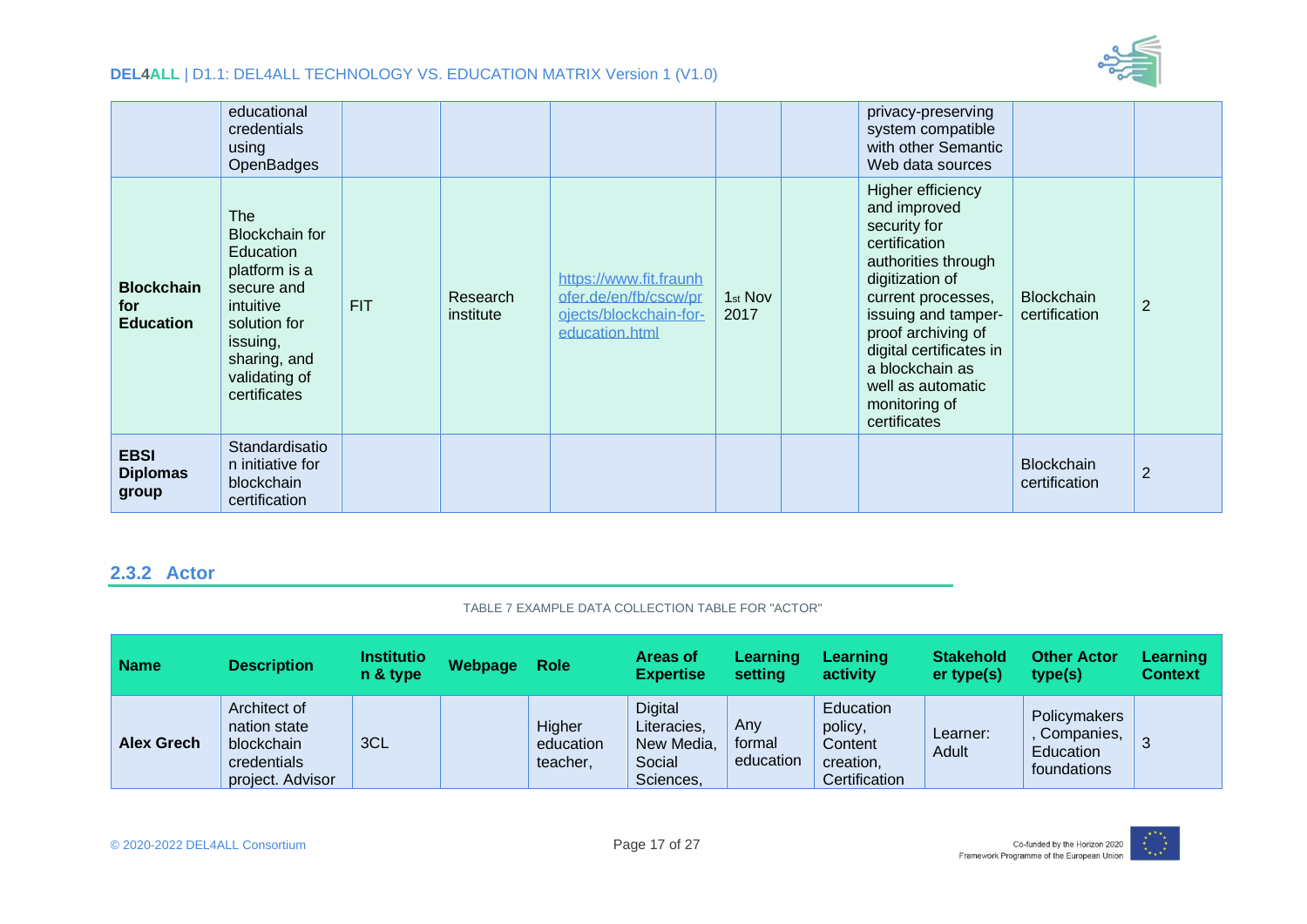| | | | | | | | | | |
|---|---|---|---|---|---|---|---|---|---|
| | educational credentials using OpenBadges | | | | | | privacy-preserving system compatible with other Semantic Web data sources | | |
| **Blockchain for Education** | The Blockchain for Education platform is a secure and intuitive solution for issuing, sharing, and validating of certificates | FIT | Research institute | https://www.fit.fraunhofer.de/en/fb/cscw/projects/blockchain-for-education.html | 1st Nov 2017 | | Higher efficiency and improved security for certification authorities through digitization of current processes, issuing and tamper-proof archiving of digital certificates in a blockchain as well as automatic monitoring of certificates | Blockchain certification | 2 |
| **EBSI Diplomas group** | Standardisation initiative for blockchain certification | | | | | | | Blockchain certification | 2 |

### 2.3.2 Actor

TABLE 7 EXAMPLE DATA COLLECTION TABLE FOR "ACTOR"

| Name | Description | Institution & type | Webpage | Role | Areas of Expertise | Learning setting | Learning activity | Stakeholder type(s) | Other Actor type(s) | Learning Context |
|---|---|---|---|---|---|---|---|---|---|---|
| **Alex Grech** | Architect of nation state blockchain credentials project. Advisor | 3CL | | Higher education teacher, | Digital Literacies, New Media, Social Sciences, | Any formal education | Education policy, Content creation, Certification | Learner: Adult | Policymakers, Companies, Education foundations | 3 |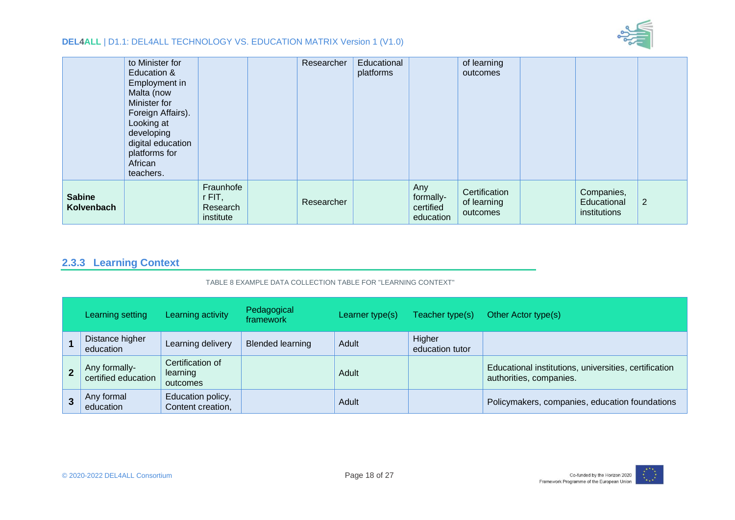| | | | | | | | | | | |
|---|---|---|---|---|---|---|---|---|---|---|
| | to Minister for Education & Employment in Malta (now Minister for Foreign Affairs). Looking at developing digital education platforms for African teachers. | | | Researcher | Educational platforms | | of learning outcomes | | | |
| **Sabine Kolvenbach** | | Fraunhofer FIT, Research institute | | Researcher | | Any formally-certified education | Certification of learning outcomes | | Companies, Educational institutions | 2 |

### 2.3.3 Learning Context

TABLE 8 EXAMPLE DATA COLLECTION TABLE FOR "LEARNING CONTEXT"

| | Learning setting | Learning activity | Pedagogical framework | Learner type(s) | Teacher type(s) | Other Actor type(s) |
|---|---|---|---|---|---|---|
| **1** | Distance higher education | Learning delivery | Blended learning | Adult | Higher education tutor | |
| **2** | Any formally-certified education | Certification of learning outcomes | | Adult | | Educational institutions, universities, certification authorities, companies. |
| **3** | Any formal education | Education policy, Content creation, | | Adult | | Policymakers, companies, education foundations |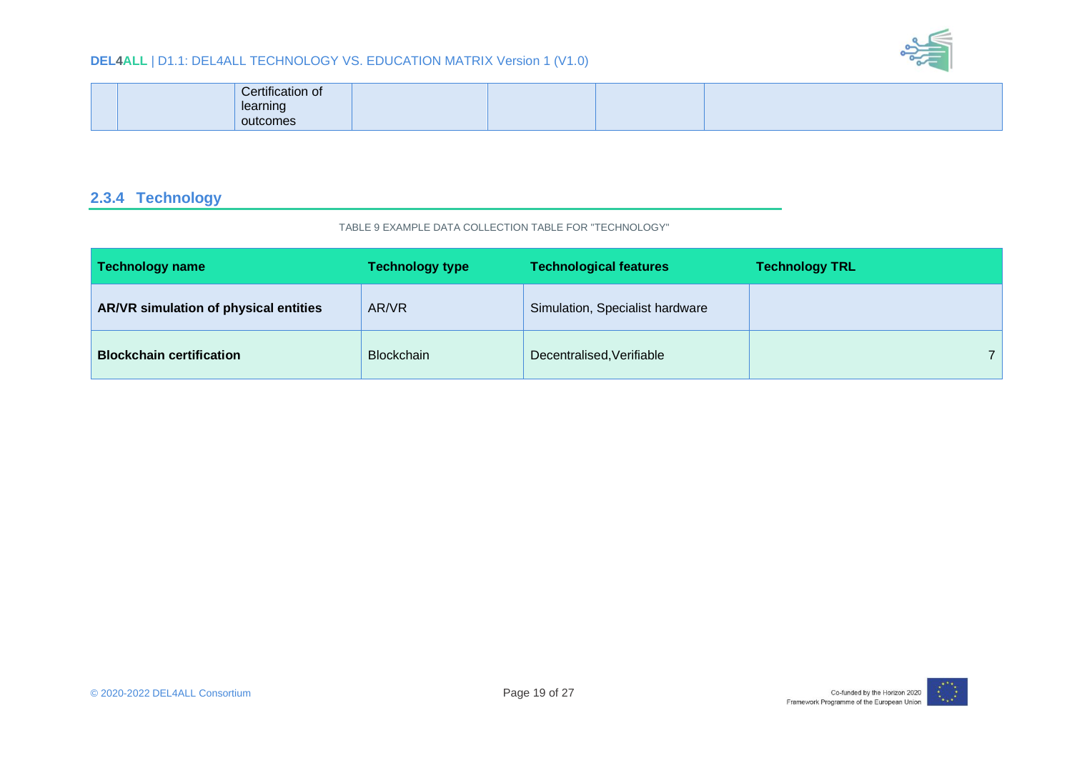| | | Certification of learning outcomes | | | | |
|---|---|---|---|---|---|---|

### 2.3.4 Technology

TABLE 9 EXAMPLE DATA COLLECTION TABLE FOR "TECHNOLOGY"

| Technology name | Technology type | Technological features | Technology TRL |
|---|---|---|---|
| **AR/VR simulation of physical entities** | AR/VR | Simulation, Specialist hardware | |
| **Blockchain certification** | Blockchain | Decentralised,Verifiable | 7 |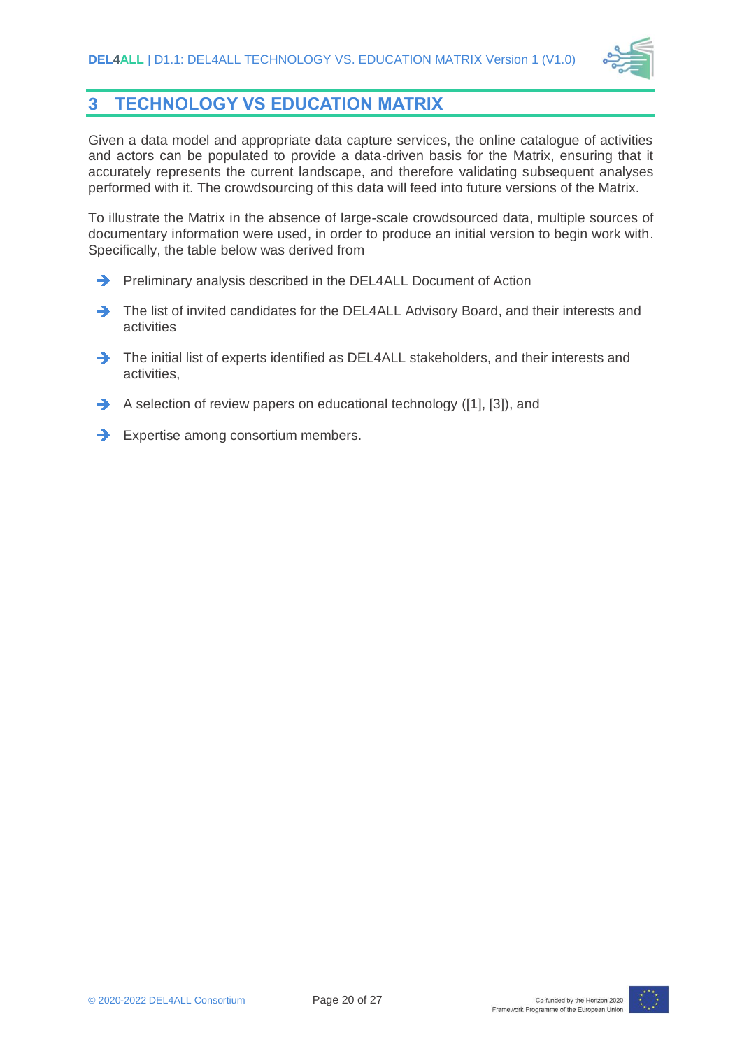# 3 TECHNOLOGY VS EDUCATION MATRIX

Given a data model and appropriate data capture services, the online catalogue of activities and actors can be populated to provide a data-driven basis for the Matrix, ensuring that it accurately represents the current landscape, and therefore validating subsequent analyses performed with it. The crowdsourcing of this data will feed into future versions of the Matrix.

To illustrate the Matrix in the absence of large-scale crowdsourced data, multiple sources of documentary information were used, in order to produce an initial version to begin work with. Specifically, the table below was derived from

- Preliminary analysis described in the DEL4ALL Document of Action
- The list of invited candidates for the DEL4ALL Advisory Board, and their interests and activities
- The initial list of experts identified as DEL4ALL stakeholders, and their interests and activities,
- A selection of review papers on educational technology ([1], [3]), and
- Expertise among consortium members.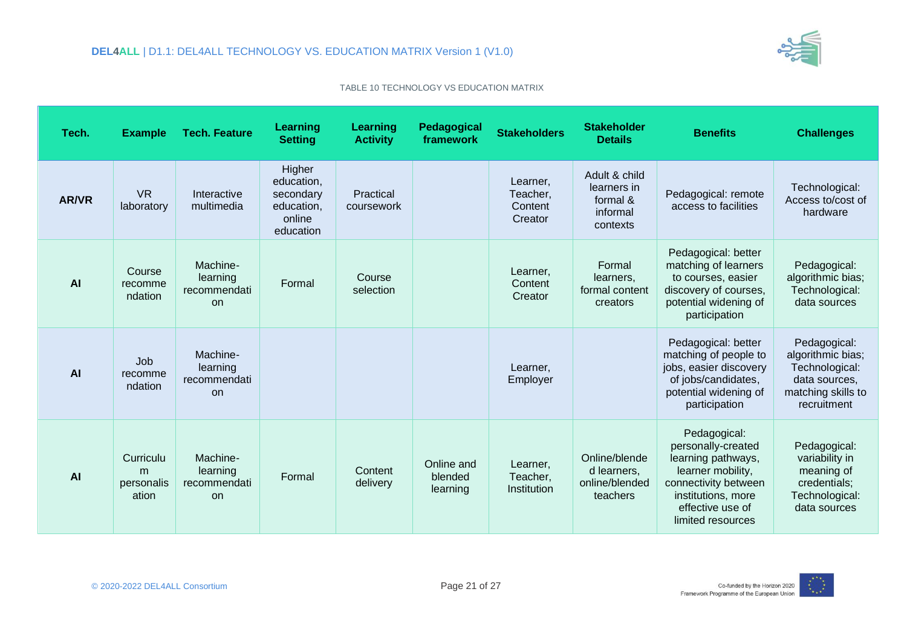TABLE 10 TECHNOLOGY VS EDUCATION MATRIX

| Tech. | Example | Tech. Feature | Learning Setting | Learning Activity | Pedagogical framework | Stakeholders | Stakeholder Details | Benefits | Challenges |
|---|---|---|---|---|---|---|---|---|---|
| **AR/VR** | VR laboratory | Interactive multimedia | Higher education, secondary education, online education | Practical coursework | | Learner, Teacher, Content Creator | Adult & child learners in formal & informal contexts | Pedagogical: remote access to facilities | Technological: Access to/cost of hardware |
| **AI** | Course recommendation | Machine-learning recommendation | Formal | Course selection | | Learner, Content Creator | Formal learners, formal content creators | Pedagogical: better matching of learners to courses, easier discovery of courses, potential widening of participation | Pedagogical: algorithmic bias; Technological: data sources |
| **AI** | Job recommendation | Machine-learning recommendation | | | | Learner, Employer | | Pedagogical: better matching of people to jobs, easier discovery of jobs/candidates, potential widening of participation | Pedagogical: algorithmic bias; Technological: data sources, matching skills to recruitment |
| **AI** | Curriculum personalisation | Machine-learning recommendation | Formal | Content delivery | Online and blended learning | Learner, Teacher, Institution | Online/blended learners, online/blended teachers | Pedagogical: personally-created learning pathways, learner mobility, connectivity between institutions, more effective use of limited resources | Pedagogical: variability in meaning of credentials; Technological: data sources |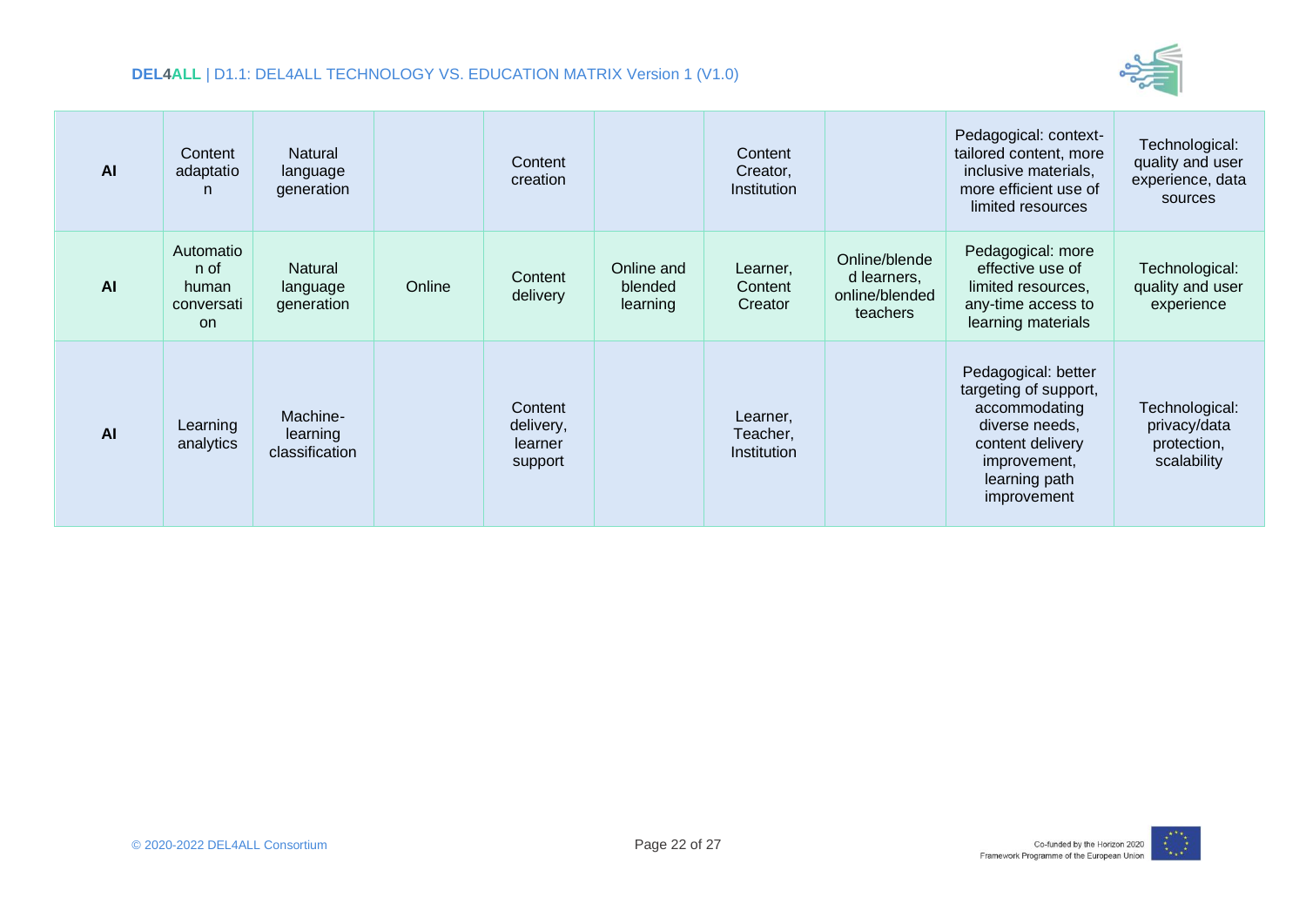| | | | | | | | | | |
|---|---|---|---|---|---|---|---|---|---|
| **AI** | Content adaptation | Natural language generation | | Content creation | | Content Creator, Institution | | Pedagogical: context-tailored content, more inclusive materials, more efficient use of limited resources | Technological: quality and user experience, data sources |
| **AI** | Automation of human conversation | Natural language generation | Online | Content delivery | Online and blended learning | Learner, Content Creator | Online/blended learners, online/blended teachers | Pedagogical: more effective use of limited resources, any-time access to learning materials | Technological: quality and user experience |
| **AI** | Learning analytics | Machine-learning classification | | Content delivery, learner support | | Learner, Teacher, Institution | | Pedagogical: better targeting of support, accommodating diverse needs, content delivery improvement, learning path improvement | Technological: privacy/data protection, scalability |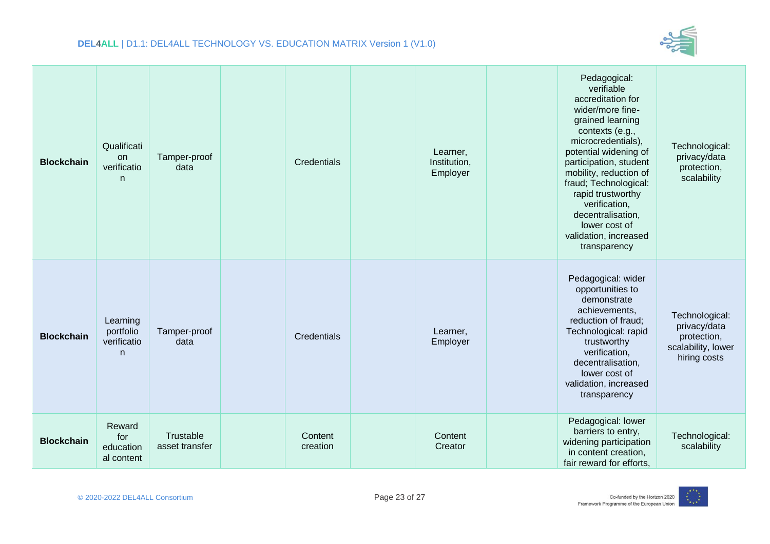| | | | | | | | | | |
|---|---|---|---|---|---|---|---|---|---|
| **Blockchain** | Qualification verification | Tamper-proof data | | Credentials | | Learner, Institution, Employer | | Pedagogical: verifiable accreditation for wider/more fine-grained learning contexts (e.g., microcredentials), potential widening of participation, student mobility, reduction of fraud; Technological: rapid trustworthy verification, decentralisation, lower cost of validation, increased transparency | Technological: privacy/data protection, scalability |
| **Blockchain** | Learning portfolio verification | Tamper-proof data | | Credentials | | Learner, Employer | | Pedagogical: wider opportunities to demonstrate achievements, reduction of fraud; Technological: rapid trustworthy verification, decentralisation, lower cost of validation, increased transparency | Technological: privacy/data protection, scalability, lower hiring costs |
| **Blockchain** | Reward for educational content | Trustable asset transfer | | Content creation | | Content Creator | | Pedagogical: lower barriers to entry, widening participation in content creation, fair reward for efforts, | Technological: scalability |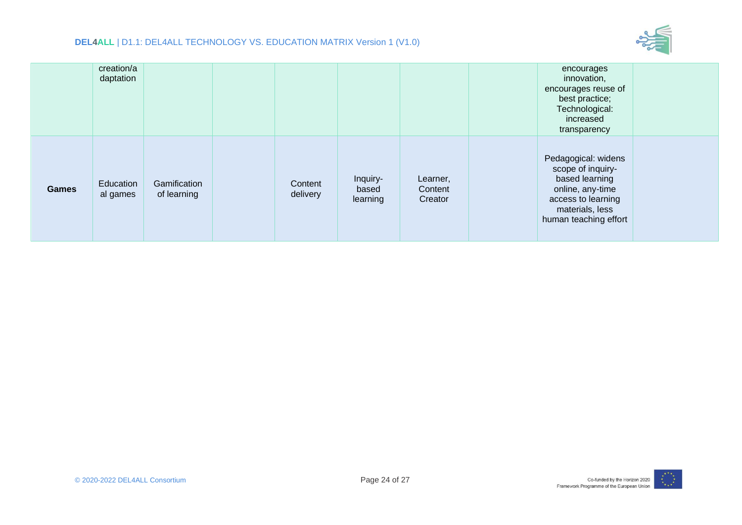|  |  |  |  |  |  |  |  |  |  |
|---|---|---|---|---|---|---|---|---|---|
|  | creation/adaptation |  |  |  |  |  |  | encourages innovation, encourages reuse of best practice; Technological: increased transparency |  |
| **Games** | Educational games | Gamification of learning |  | Content delivery | Inquiry-based learning | Learner, Content Creator |  | Pedagogical: widens scope of inquiry-based learning online, any-time access to learning materials, less human teaching effort |  |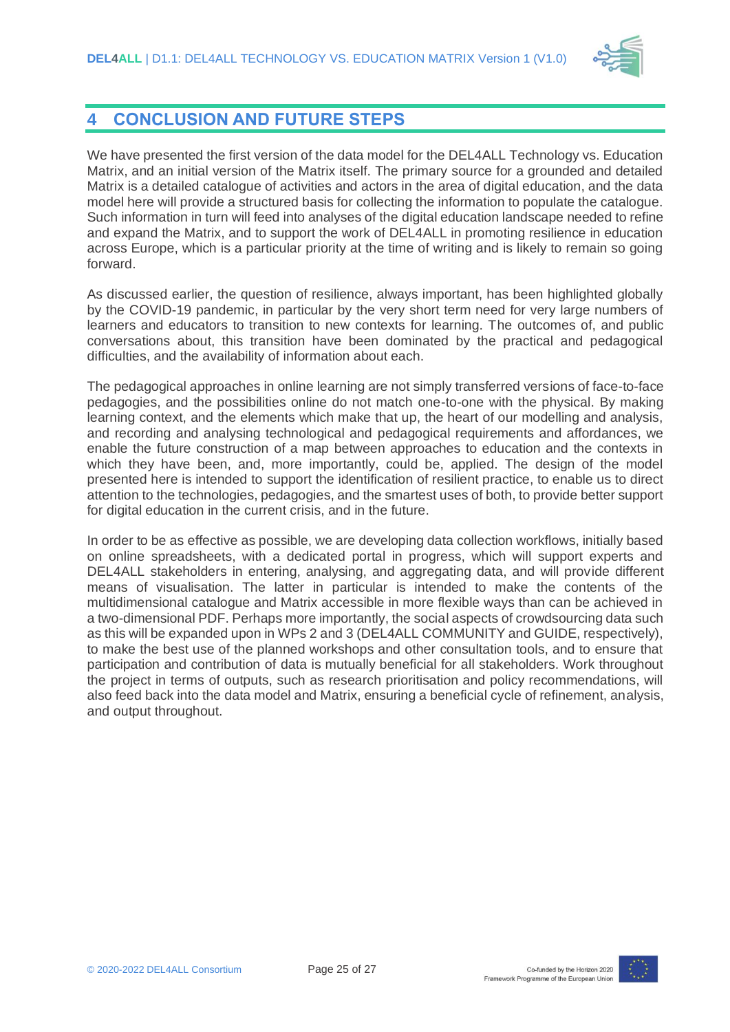# 4 CONCLUSION AND FUTURE STEPS

We have presented the first version of the data model for the DEL4ALL Technology vs. Education Matrix, and an initial version of the Matrix itself. The primary source for a grounded and detailed Matrix is a detailed catalogue of activities and actors in the area of digital education, and the data model here will provide a structured basis for collecting the information to populate the catalogue. Such information in turn will feed into analyses of the digital education landscape needed to refine and expand the Matrix, and to support the work of DEL4ALL in promoting resilience in education across Europe, which is a particular priority at the time of writing and is likely to remain so going forward.

As discussed earlier, the question of resilience, always important, has been highlighted globally by the COVID-19 pandemic, in particular by the very short term need for very large numbers of learners and educators to transition to new contexts for learning. The outcomes of, and public conversations about, this transition have been dominated by the practical and pedagogical difficulties, and the availability of information about each.

The pedagogical approaches in online learning are not simply transferred versions of face-to-face pedagogies, and the possibilities online do not match one-to-one with the physical. By making learning context, and the elements which make that up, the heart of our modelling and analysis, and recording and analysing technological and pedagogical requirements and affordances, we enable the future construction of a map between approaches to education and the contexts in which they have been, and, more importantly, could be, applied. The design of the model presented here is intended to support the identification of resilient practice, to enable us to direct attention to the technologies, pedagogies, and the smartest uses of both, to provide better support for digital education in the current crisis, and in the future.

In order to be as effective as possible, we are developing data collection workflows, initially based on online spreadsheets, with a dedicated portal in progress, which will support experts and DEL4ALL stakeholders in entering, analysing, and aggregating data, and will provide different means of visualisation. The latter in particular is intended to make the contents of the multidimensional catalogue and Matrix accessible in more flexible ways than can be achieved in a two-dimensional PDF. Perhaps more importantly, the social aspects of crowdsourcing data such as this will be expanded upon in WPs 2 and 3 (DEL4ALL COMMUNITY and GUIDE, respectively), to make the best use of the planned workshops and other consultation tools, and to ensure that participation and contribution of data is mutually beneficial for all stakeholders. Work throughout the project in terms of outputs, such as research prioritisation and policy recommendations, will also feed back into the data model and Matrix, ensuring a beneficial cycle of refinement, analysis, and output throughout.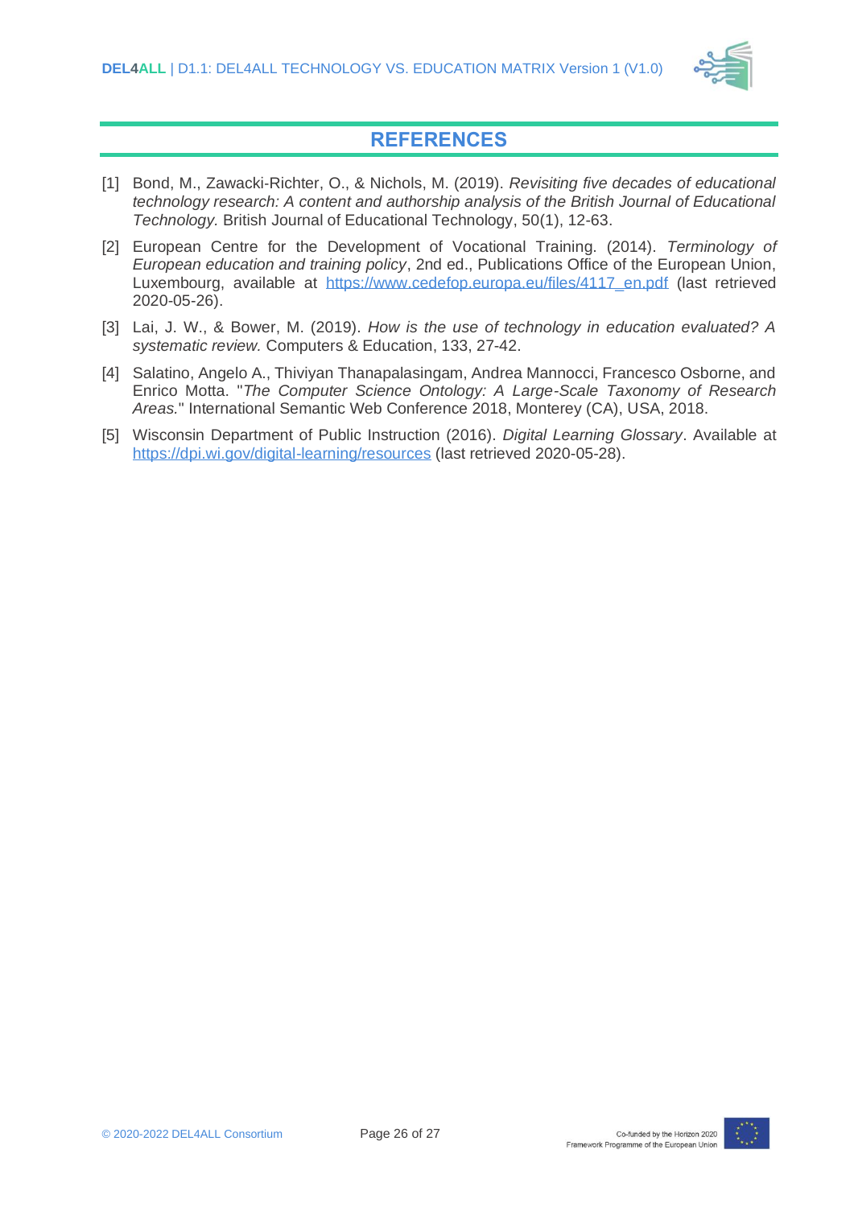# REFERENCES

[1] Bond, M., Zawacki-Richter, O., & Nichols, M. (2019). *Revisiting five decades of educational technology research: A content and authorship analysis of the British Journal of Educational Technology.* British Journal of Educational Technology, 50(1), 12-63.

[2] European Centre for the Development of Vocational Training. (2014). *Terminology of European education and training policy*, 2nd ed., Publications Office of the European Union, Luxembourg, available at https://www.cedefop.europa.eu/files/4117_en.pdf (last retrieved 2020-05-26).

[3] Lai, J. W., & Bower, M. (2019). *How is the use of technology in education evaluated? A systematic review.* Computers & Education, 133, 27-42.

[4] Salatino, Angelo A., Thiviyan Thanapalasingam, Andrea Mannocci, Francesco Osborne, and Enrico Motta. "*The Computer Science Ontology: A Large-Scale Taxonomy of Research Areas.*" International Semantic Web Conference 2018, Monterey (CA), USA, 2018.

[5] Wisconsin Department of Public Instruction (2016). *Digital Learning Glossary*. Available at https://dpi.wi.gov/digital-learning/resources (last retrieved 2020-05-28).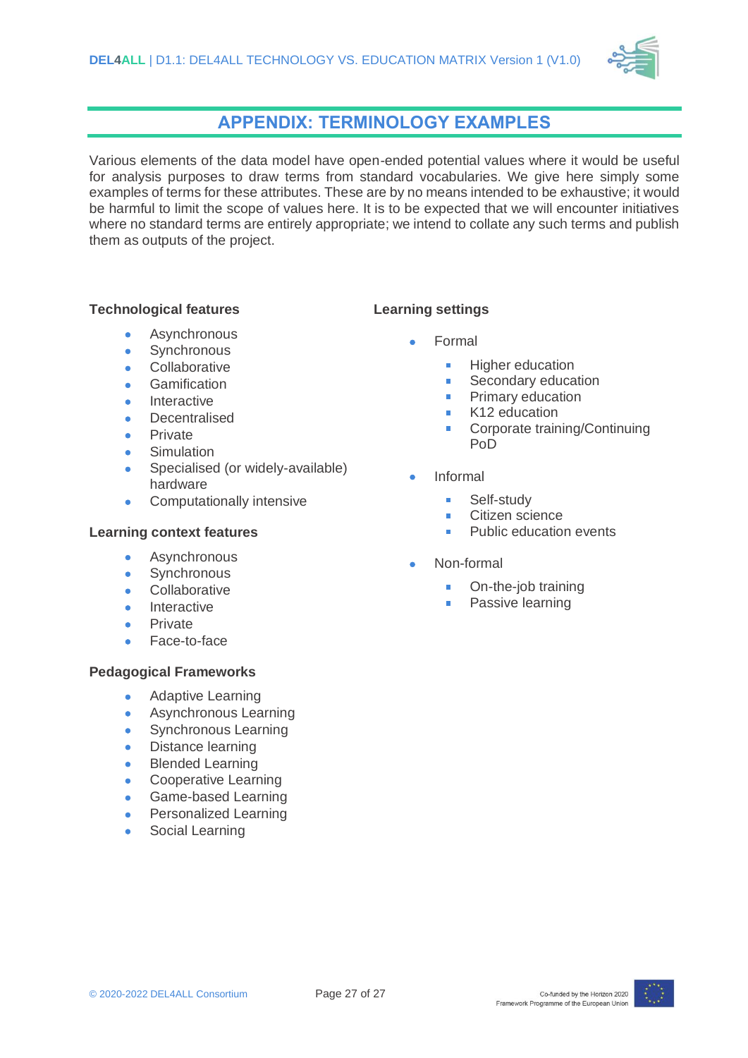# APPENDIX: TERMINOLOGY EXAMPLES

Various elements of the data model have open-ended potential values where it would be useful for analysis purposes to draw terms from standard vocabularies. We give here simply some examples of terms for these attributes. These are by no means intended to be exhaustive; it would be harmful to limit the scope of values here. It is to be expected that we will encounter initiatives where no standard terms are entirely appropriate; we intend to collate any such terms and publish them as outputs of the project.

**Technological features**

- Asynchronous
- Synchronous
- Collaborative
- Gamification
- Interactive
- Decentralised
- Private
- Simulation
- Specialised (or widely-available) hardware
- Computationally intensive

**Learning context features**

- Asynchronous
- Synchronous
- Collaborative
- Interactive
- Private
- Face-to-face

**Pedagogical Frameworks**

- Adaptive Learning
- Asynchronous Learning
- Synchronous Learning
- Distance learning
- Blended Learning
- Cooperative Learning
- Game-based Learning
- Personalized Learning
- Social Learning

**Learning settings**

- Formal
  - Higher education
  - Secondary education
  - Primary education
  - K12 education
  - Corporate training/Continuing PoD
- Informal
  - Self-study
  - Citizen science
  - Public education events
- Non-formal
  - On-the-job training
  - Passive learning